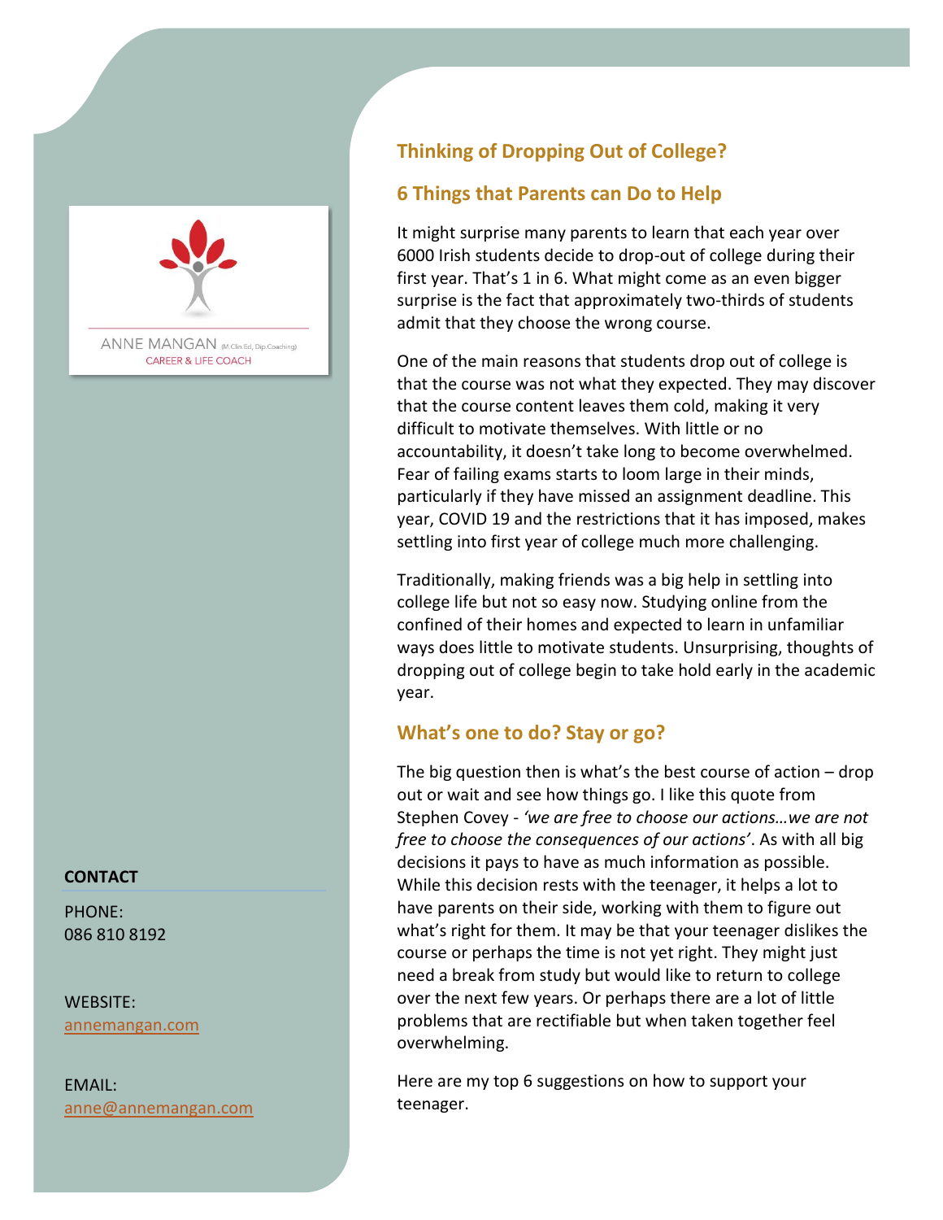ANNE MANGAN (M.Clin.Ed, Dip.Coaching)
CAREER & LIFE COACH

# Thinking of Dropping Out of College?

## 6 Things that Parents can Do to Help

It might surprise many parents to learn that each year over 6000 Irish students decide to drop-out of college during their first year. That's 1 in 6. What might come as an even bigger surprise is the fact that approximately two-thirds of students admit that they choose the wrong course.

One of the main reasons that students drop out of college is that the course was not what they expected. They may discover that the course content leaves them cold, making it very difficult to motivate themselves. With little or no accountability, it doesn't take long to become overwhelmed. Fear of failing exams starts to loom large in their minds, particularly if they have missed an assignment deadline. This year, COVID 19 and the restrictions that it has imposed, makes settling into first year of college much more challenging.

Traditionally, making friends was a big help in settling into college life but not so easy now. Studying online from the confined of their homes and expected to learn in unfamiliar ways does little to motivate students. Unsurprising, thoughts of dropping out of college begin to take hold early in the academic year.

## What's one to do? Stay or go?

The big question then is what's the best course of action – drop out or wait and see how things go. I like this quote from Stephen Covey - *'we are free to choose our actions…we are not free to choose the consequences of our actions'*. As with all big decisions it pays to have as much information as possible. While this decision rests with the teenager, it helps a lot to have parents on their side, working with them to figure out what's right for them. It may be that your teenager dislikes the course or perhaps the time is not yet right. They might just need a break from study but would like to return to college over the next few years. Or perhaps there are a lot of little problems that are rectifiable but when taken together feel overwhelming.

Here are my top 6 suggestions on how to support your teenager.

**CONTACT**

PHONE:
086 810 8192

WEBSITE:
annemangan.com

EMAIL:
anne@annemangan.com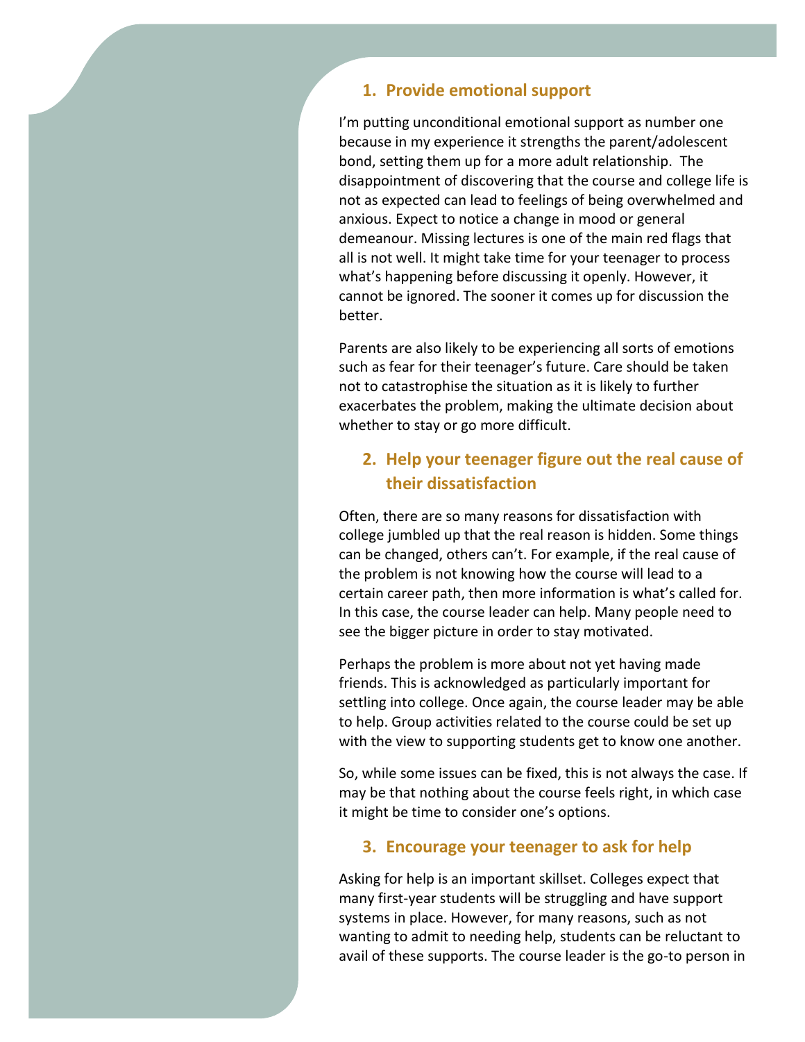## 1. Provide emotional support

I'm putting unconditional emotional support as number one because in my experience it strengths the parent/adolescent bond, setting them up for a more adult relationship. The disappointment of discovering that the course and college life is not as expected can lead to feelings of being overwhelmed and anxious. Expect to notice a change in mood or general demeanour. Missing lectures is one of the main red flags that all is not well. It might take time for your teenager to process what's happening before discussing it openly. However, it cannot be ignored. The sooner it comes up for discussion the better.

Parents are also likely to be experiencing all sorts of emotions such as fear for their teenager's future. Care should be taken not to catastrophise the situation as it is likely to further exacerbates the problem, making the ultimate decision about whether to stay or go more difficult.

## 2. Help your teenager figure out the real cause of their dissatisfaction

Often, there are so many reasons for dissatisfaction with college jumbled up that the real reason is hidden. Some things can be changed, others can't. For example, if the real cause of the problem is not knowing how the course will lead to a certain career path, then more information is what's called for. In this case, the course leader can help. Many people need to see the bigger picture in order to stay motivated.

Perhaps the problem is more about not yet having made friends. This is acknowledged as particularly important for settling into college. Once again, the course leader may be able to help. Group activities related to the course could be set up with the view to supporting students get to know one another.

So, while some issues can be fixed, this is not always the case. If may be that nothing about the course feels right, in which case it might be time to consider one's options.

## 3. Encourage your teenager to ask for help

Asking for help is an important skillset. Colleges expect that many first-year students will be struggling and have support systems in place. However, for many reasons, such as not wanting to admit to needing help, students can be reluctant to avail of these supports. The course leader is the go-to person in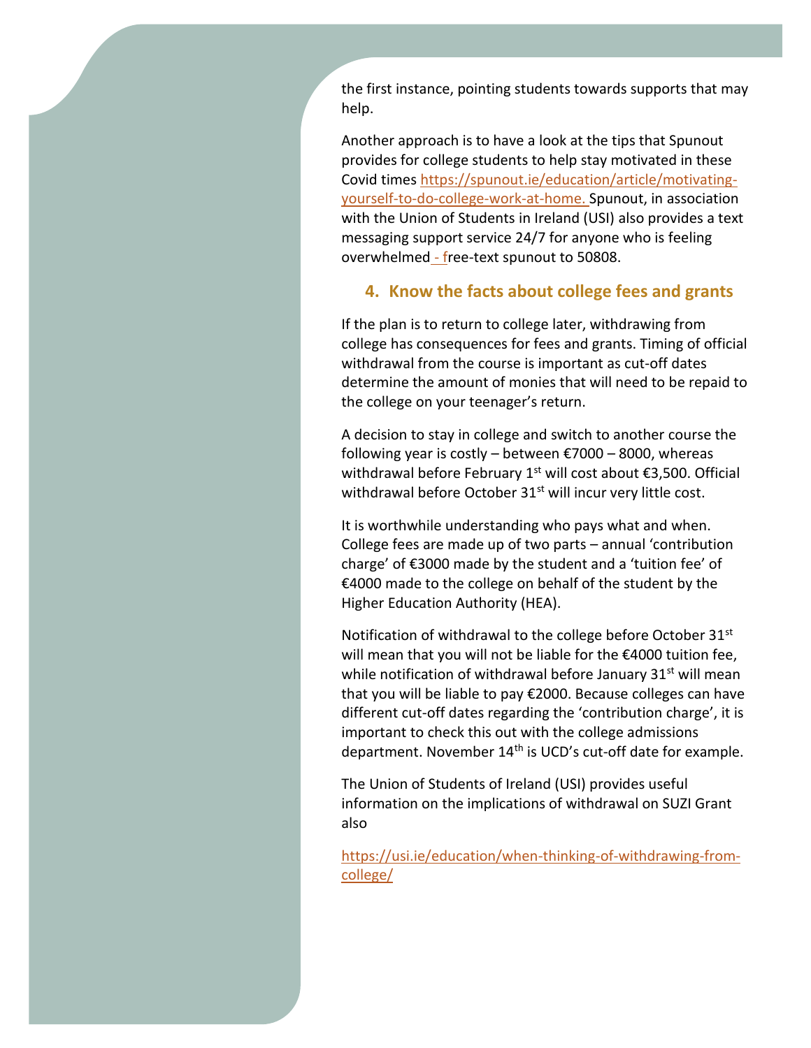the first instance, pointing students towards supports that may help.

Another approach is to have a look at the tips that Spunout provides for college students to help stay motivated in these Covid times https://spunout.ie/education/article/motivating-yourself-to-do-college-work-at-home. Spunout, in association with the Union of Students in Ireland (USI) also provides a text messaging support service 24/7 for anyone who is feeling overwhelmed - free-text spunout to 50808.

## 4. Know the facts about college fees and grants

If the plan is to return to college later, withdrawing from college has consequences for fees and grants. Timing of official withdrawal from the course is important as cut-off dates determine the amount of monies that will need to be repaid to the college on your teenager's return.

A decision to stay in college and switch to another course the following year is costly – between €7000 – 8000, whereas withdrawal before February 1st will cost about €3,500. Official withdrawal before October 31st will incur very little cost.

It is worthwhile understanding who pays what and when. College fees are made up of two parts – annual 'contribution charge' of €3000 made by the student and a 'tuition fee' of €4000 made to the college on behalf of the student by the Higher Education Authority (HEA).

Notification of withdrawal to the college before October 31st will mean that you will not be liable for the €4000 tuition fee, while notification of withdrawal before January 31st will mean that you will be liable to pay €2000. Because colleges can have different cut-off dates regarding the 'contribution charge', it is important to check this out with the college admissions department. November 14th is UCD's cut-off date for example.

The Union of Students of Ireland (USI) provides useful information on the implications of withdrawal on SUZI Grant also

https://usi.ie/education/when-thinking-of-withdrawing-from-college/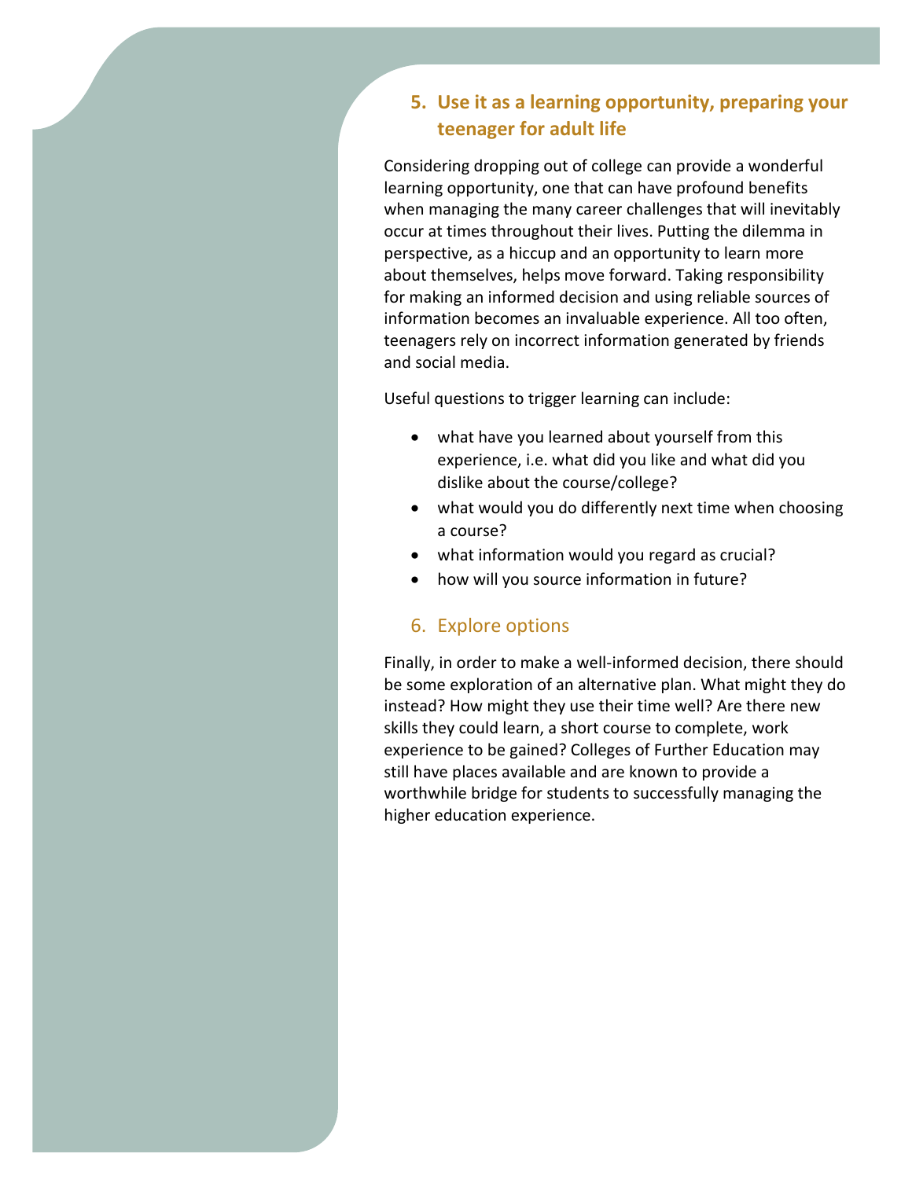## 5. Use it as a learning opportunity, preparing your teenager for adult life

Considering dropping out of college can provide a wonderful learning opportunity, one that can have profound benefits when managing the many career challenges that will inevitably occur at times throughout their lives. Putting the dilemma in perspective, as a hiccup and an opportunity to learn more about themselves, helps move forward. Taking responsibility for making an informed decision and using reliable sources of information becomes an invaluable experience. All too often, teenagers rely on incorrect information generated by friends and social media.

Useful questions to trigger learning can include:

- what have you learned about yourself from this experience, i.e. what did you like and what did you dislike about the course/college?
- what would you do differently next time when choosing a course?
- what information would you regard as crucial?
- how will you source information in future?

## 6. Explore options

Finally, in order to make a well-informed decision, there should be some exploration of an alternative plan. What might they do instead? How might they use their time well? Are there new skills they could learn, a short course to complete, work experience to be gained? Colleges of Further Education may still have places available and are known to provide a worthwhile bridge for students to successfully managing the higher education experience.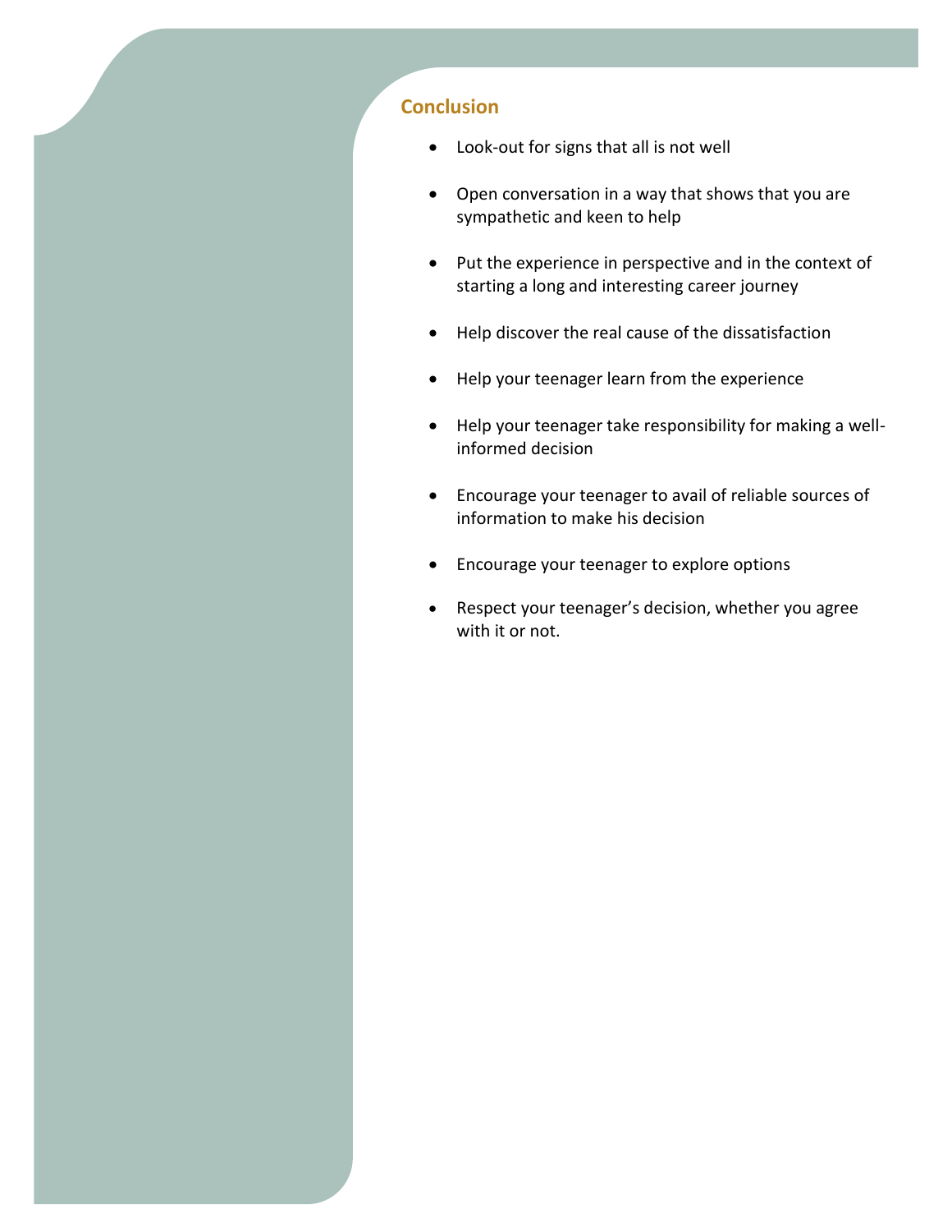## Conclusion

- Look-out for signs that all is not well
- Open conversation in a way that shows that you are sympathetic and keen to help
- Put the experience in perspective and in the context of starting a long and interesting career journey
- Help discover the real cause of the dissatisfaction
- Help your teenager learn from the experience
- Help your teenager take responsibility for making a well-informed decision
- Encourage your teenager to avail of reliable sources of information to make his decision
- Encourage your teenager to explore options
- Respect your teenager's decision, whether you agree with it or not.